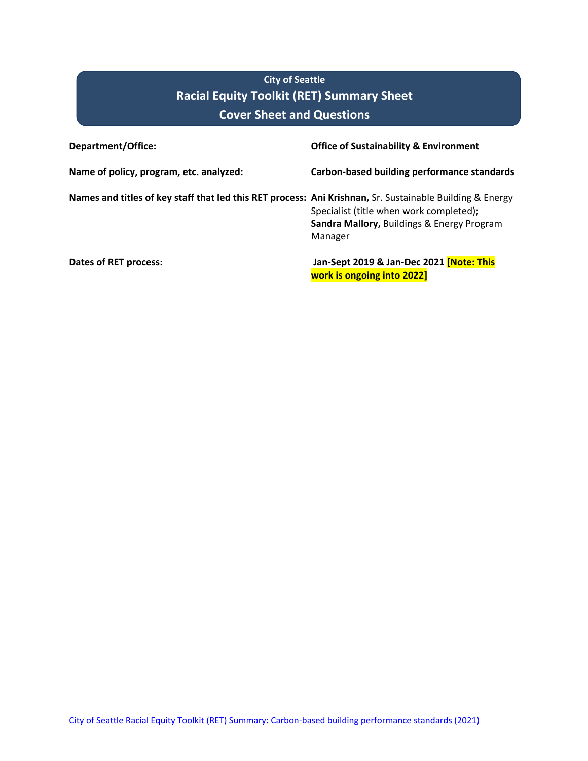# City of Seattle
# Racial Equity Toolkit (RET) Summary Sheet
# Cover Sheet and Questions

| | |
|---|---|
| **Department/Office:** | **Office of Sustainability & Environment** |
| **Name of policy, program, etc. analyzed:** | **Carbon-based building performance standards** |
| **Names and titles of key staff that led this RET process:** | **Ani Krishnan,** Sr. Sustainable Building & Energy Specialist (title when work completed)**;** **Sandra Mallory,** Buildings & Energy Program Manager |
| **Dates of RET process:** | **Jan-Sept 2019 & Jan-Dec 2021 [Note: This work is ongoing into 2022]** |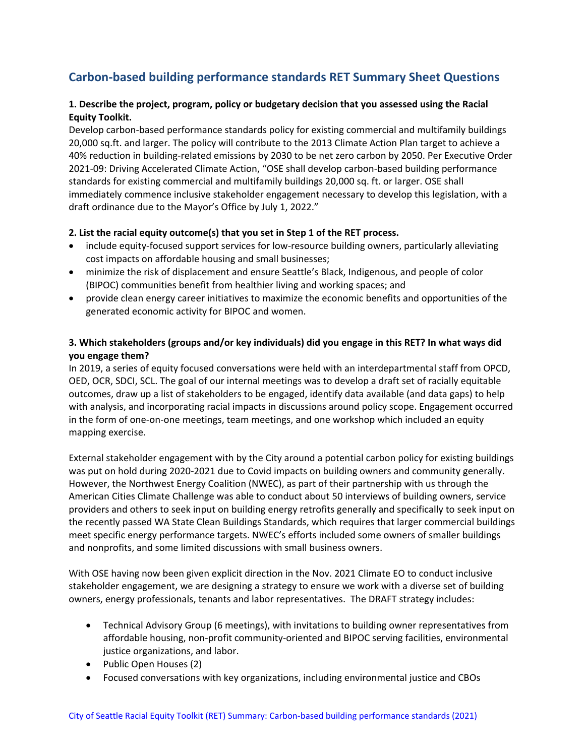## Carbon-based building performance standards RET Summary Sheet Questions

**1. Describe the project, program, policy or budgetary decision that you assessed using the Racial Equity Toolkit.**

Develop carbon-based performance standards policy for existing commercial and multifamily buildings 20,000 sq.ft. and larger. The policy will contribute to the 2013 Climate Action Plan target to achieve a 40% reduction in building-related emissions by 2030 to be net zero carbon by 2050. Per Executive Order 2021-09: Driving Accelerated Climate Action, "OSE shall develop carbon-based building performance standards for existing commercial and multifamily buildings 20,000 sq. ft. or larger. OSE shall immediately commence inclusive stakeholder engagement necessary to develop this legislation, with a draft ordinance due to the Mayor's Office by July 1, 2022."

**2. List the racial equity outcome(s) that you set in Step 1 of the RET process.**

- include equity-focused support services for low-resource building owners, particularly alleviating cost impacts on affordable housing and small businesses;
- minimize the risk of displacement and ensure Seattle's Black, Indigenous, and people of color (BIPOC) communities benefit from healthier living and working spaces; and
- provide clean energy career initiatives to maximize the economic benefits and opportunities of the generated economic activity for BIPOC and women.

**3. Which stakeholders (groups and/or key individuals) did you engage in this RET? In what ways did you engage them?**

In 2019, a series of equity focused conversations were held with an interdepartmental staff from OPCD, OED, OCR, SDCI, SCL. The goal of our internal meetings was to develop a draft set of racially equitable outcomes, draw up a list of stakeholders to be engaged, identify data available (and data gaps) to help with analysis, and incorporating racial impacts in discussions around policy scope. Engagement occurred in the form of one-on-one meetings, team meetings, and one workshop which included an equity mapping exercise.

External stakeholder engagement with by the City around a potential carbon policy for existing buildings was put on hold during 2020-2021 due to Covid impacts on building owners and community generally. However, the Northwest Energy Coalition (NWEC), as part of their partnership with us through the American Cities Climate Challenge was able to conduct about 50 interviews of building owners, service providers and others to seek input on building energy retrofits generally and specifically to seek input on the recently passed WA State Clean Buildings Standards, which requires that larger commercial buildings meet specific energy performance targets. NWEC's efforts included some owners of smaller buildings and nonprofits, and some limited discussions with small business owners.

With OSE having now been given explicit direction in the Nov. 2021 Climate EO to conduct inclusive stakeholder engagement, we are designing a strategy to ensure we work with a diverse set of building owners, energy professionals, tenants and labor representatives. The DRAFT strategy includes:

- Technical Advisory Group (6 meetings), with invitations to building owner representatives from affordable housing, non-profit community-oriented and BIPOC serving facilities, environmental justice organizations, and labor.
- Public Open Houses (2)
- Focused conversations with key organizations, including environmental justice and CBOs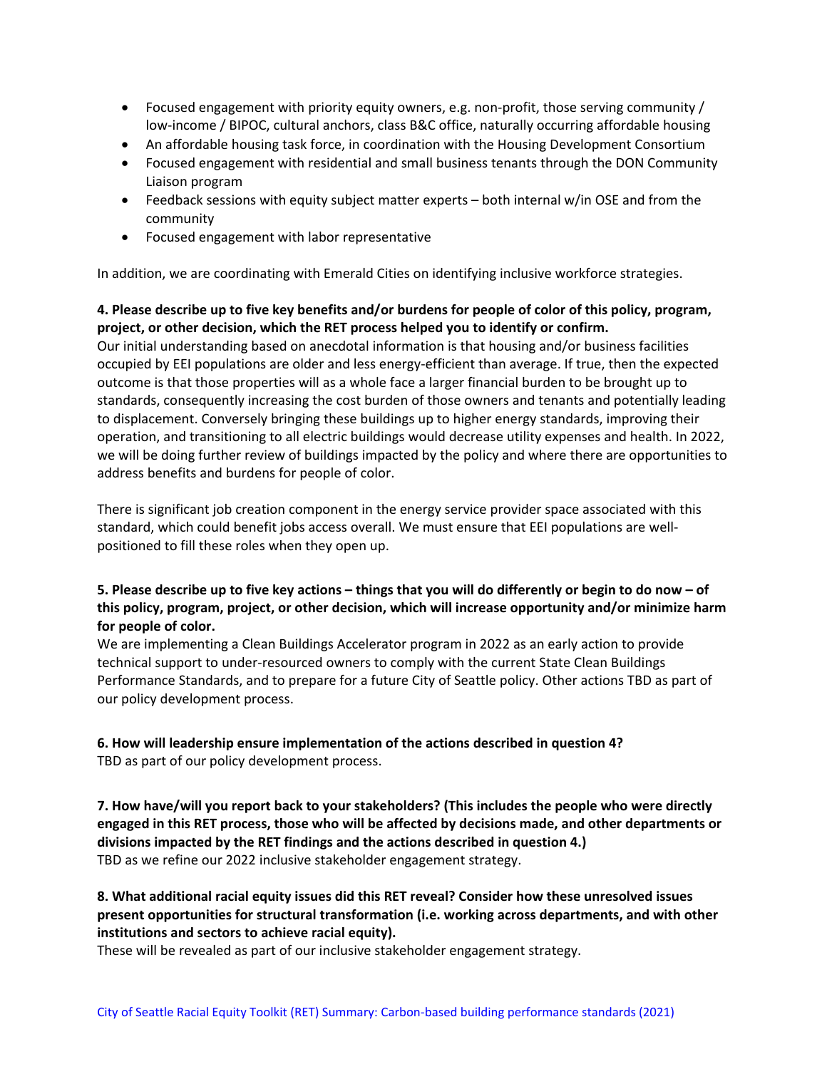- Focused engagement with priority equity owners, e.g. non-profit, those serving community / low-income / BIPOC, cultural anchors, class B&C office, naturally occurring affordable housing
- An affordable housing task force, in coordination with the Housing Development Consortium
- Focused engagement with residential and small business tenants through the DON Community Liaison program
- Feedback sessions with equity subject matter experts – both internal w/in OSE and from the community
- Focused engagement with labor representative

In addition, we are coordinating with Emerald Cities on identifying inclusive workforce strategies.

**4. Please describe up to five key benefits and/or burdens for people of color of this policy, program, project, or other decision, which the RET process helped you to identify or confirm.**

Our initial understanding based on anecdotal information is that housing and/or business facilities occupied by EEI populations are older and less energy-efficient than average. If true, then the expected outcome is that those properties will as a whole face a larger financial burden to be brought up to standards, consequently increasing the cost burden of those owners and tenants and potentially leading to displacement. Conversely bringing these buildings up to higher energy standards, improving their operation, and transitioning to all electric buildings would decrease utility expenses and health. In 2022, we will be doing further review of buildings impacted by the policy and where there are opportunities to address benefits and burdens for people of color.

There is significant job creation component in the energy service provider space associated with this standard, which could benefit jobs access overall. We must ensure that EEI populations are well-positioned to fill these roles when they open up.

**5. Please describe up to five key actions – things that you will do differently or begin to do now – of this policy, program, project, or other decision, which will increase opportunity and/or minimize harm for people of color.**

We are implementing a Clean Buildings Accelerator program in 2022 as an early action to provide technical support to under-resourced owners to comply with the current State Clean Buildings Performance Standards, and to prepare for a future City of Seattle policy. Other actions TBD as part of our policy development process.

**6. How will leadership ensure implementation of the actions described in question 4?**

TBD as part of our policy development process.

**7. How have/will you report back to your stakeholders? (This includes the people who were directly engaged in this RET process, those who will be affected by decisions made, and other departments or divisions impacted by the RET findings and the actions described in question 4.)**

TBD as we refine our 2022 inclusive stakeholder engagement strategy.

**8. What additional racial equity issues did this RET reveal? Consider how these unresolved issues present opportunities for structural transformation (i.e. working across departments, and with other institutions and sectors to achieve racial equity).**

These will be revealed as part of our inclusive stakeholder engagement strategy.